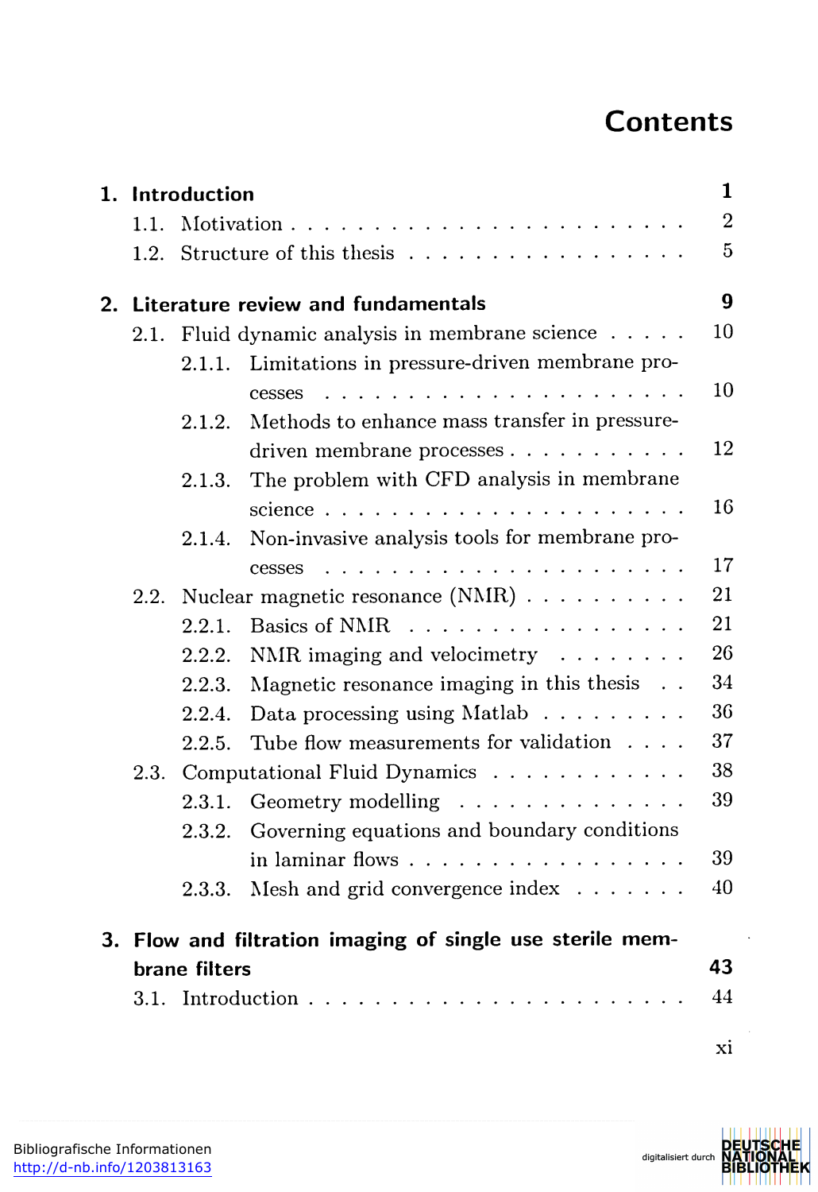# Contents

| | |
|---|---|
| **1. Introduction** | **1** |
| 1.1. Motivation | 2 |
| 1.2. Structure of this thesis | 5 |
| **2. Literature review and fundamentals** | **9** |
| 2.1. Fluid dynamic analysis in membrane science | 10 |
| 2.1.1. Limitations in pressure-driven membrane processes | 10 |
| 2.1.2. Methods to enhance mass transfer in pressure-driven membrane processes | 12 |
| 2.1.3. The problem with CFD analysis in membrane science | 16 |
| 2.1.4. Non-invasive analysis tools for membrane processes | 17 |
| 2.2. Nuclear magnetic resonance (NMR) | 21 |
| 2.2.1. Basics of NMR | 21 |
| 2.2.2. NMR imaging and velocimetry | 26 |
| 2.2.3. Magnetic resonance imaging in this thesis | 34 |
| 2.2.4. Data processing using Matlab | 36 |
| 2.2.5. Tube flow measurements for validation | 37 |
| 2.3. Computational Fluid Dynamics | 38 |
| 2.3.1. Geometry modelling | 39 |
| 2.3.2. Governing equations and boundary conditions in laminar flows | 39 |
| 2.3.3. Mesh and grid convergence index | 40 |
| **3. Flow and filtration imaging of single use sterile membrane filters** | **43** |
| 3.1. Introduction | 44 |

Bibliografische Informationen
http://d-nb.info/1203813163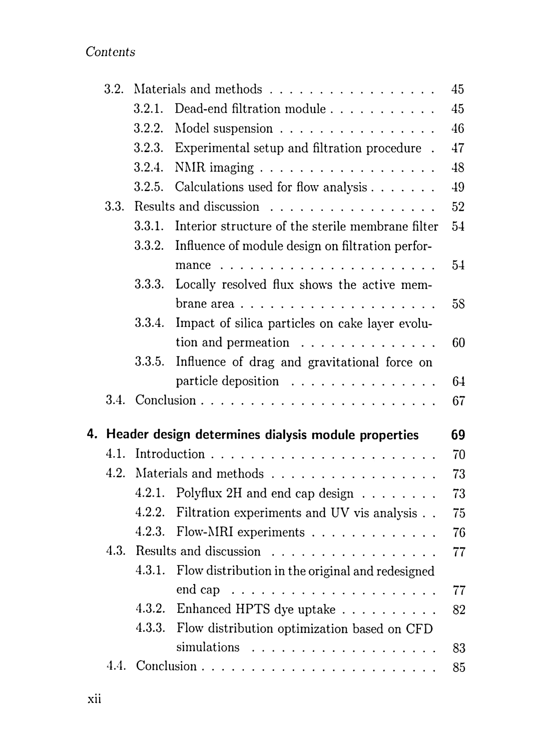- 3.2. Materials and methods . . . . . . . . . . . . . . . . . 45
  - 3.2.1. Dead-end filtration module . . . . . . . . . . . 45
  - 3.2.2. Model suspension . . . . . . . . . . . . . . . . 46
  - 3.2.3. Experimental setup and filtration procedure . 47
  - 3.2.4. NMR imaging . . . . . . . . . . . . . . . . . . 48
  - 3.2.5. Calculations used for flow analysis . . . . . . . 49
- 3.3. Results and discussion . . . . . . . . . . . . . . . . . 52
  - 3.3.1. Interior structure of the sterile membrane filter 54
  - 3.3.2. Influence of module design on filtration performance . . . . . . . . . . . . . . . . . . . . . 54
  - 3.3.3. Locally resolved flux shows the active membrane area . . . . . . . . . . . . . . . . . . . . 58
  - 3.3.4. Impact of silica particles on cake layer evolution and permeation . . . . . . . . . . . . . 60
  - 3.3.5. Influence of drag and gravitational force on particle deposition . . . . . . . . . . . . . . 64
- 3.4. Conclusion . . . . . . . . . . . . . . . . . . . . . . . . 67

**4. Header design determines dialysis module properties 69**

- 4.1. Introduction . . . . . . . . . . . . . . . . . . . . . . . 70
- 4.2. Materials and methods . . . . . . . . . . . . . . . . . 73
  - 4.2.1. Polyflux 2H and end cap design . . . . . . . . 73
  - 4.2.2. Filtration experiments and UV vis analysis . . 75
  - 4.2.3. Flow-MRI experiments . . . . . . . . . . . . . 76
- 4.3. Results and discussion . . . . . . . . . . . . . . . . . 77
  - 4.3.1. Flow distribution in the original and redesigned end cap . . . . . . . . . . . . . . . . . . . 77
  - 4.3.2. Enhanced HPTS dye uptake . . . . . . . . . . 82
  - 4.3.3. Flow distribution optimization based on CFD simulations . . . . . . . . . . . . . . . . . . 83
- 4.4. Conclusion . . . . . . . . . . . . . . . . . . . . . . . . 85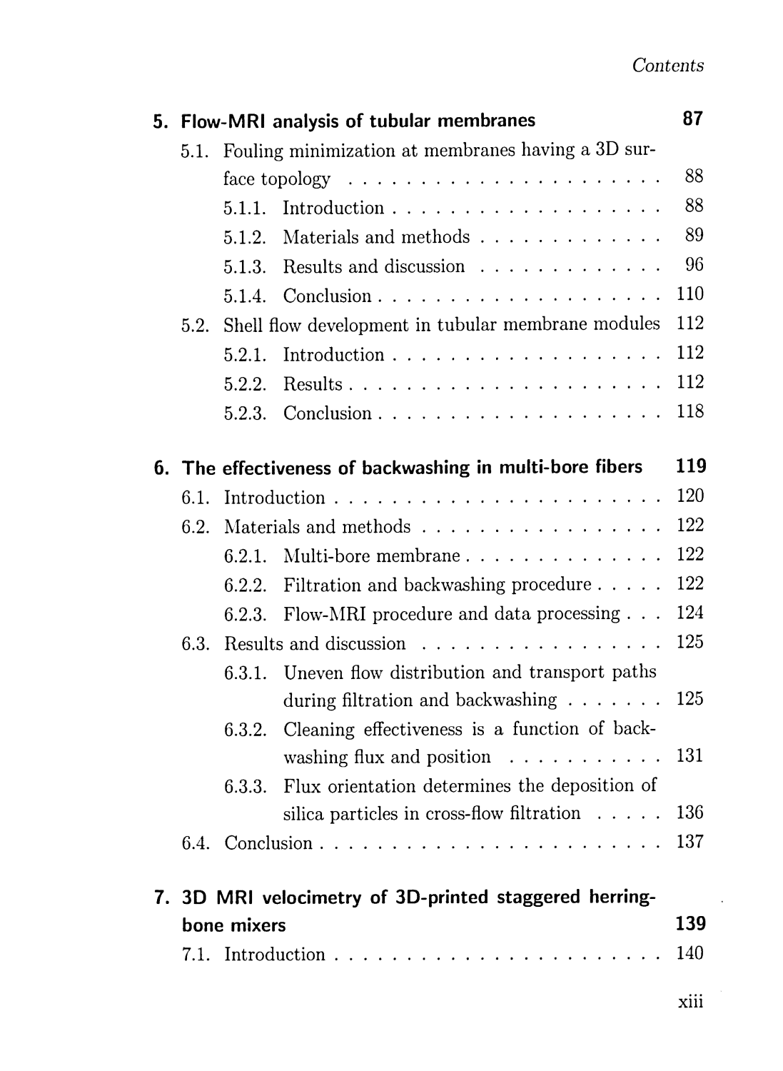5. **Flow-MRI analysis of tubular membranes** 87
   - 5.1. Fouling minimization at membranes having a 3D surface topology 88
     - 5.1.1. Introduction 88
     - 5.1.2. Materials and methods 89
     - 5.1.3. Results and discussion 96
     - 5.1.4. Conclusion 110
   - 5.2. Shell flow development in tubular membrane modules 112
     - 5.2.1. Introduction 112
     - 5.2.2. Results 112
     - 5.2.3. Conclusion 118

6. **The effectiveness of backwashing in multi-bore fibers** 119
   - 6.1. Introduction 120
   - 6.2. Materials and methods 122
     - 6.2.1. Multi-bore membrane 122
     - 6.2.2. Filtration and backwashing procedure 122
     - 6.2.3. Flow-MRI procedure and data processing 124
   - 6.3. Results and discussion 125
     - 6.3.1. Uneven flow distribution and transport paths during filtration and backwashing 125
     - 6.3.2. Cleaning effectiveness is a function of backwashing flux and position 131
     - 6.3.3. Flux orientation determines the deposition of silica particles in cross-flow filtration 136
   - 6.4. Conclusion 137

7. **3D MRI velocimetry of 3D-printed staggered herringbone mixers** 139
   - 7.1. Introduction 140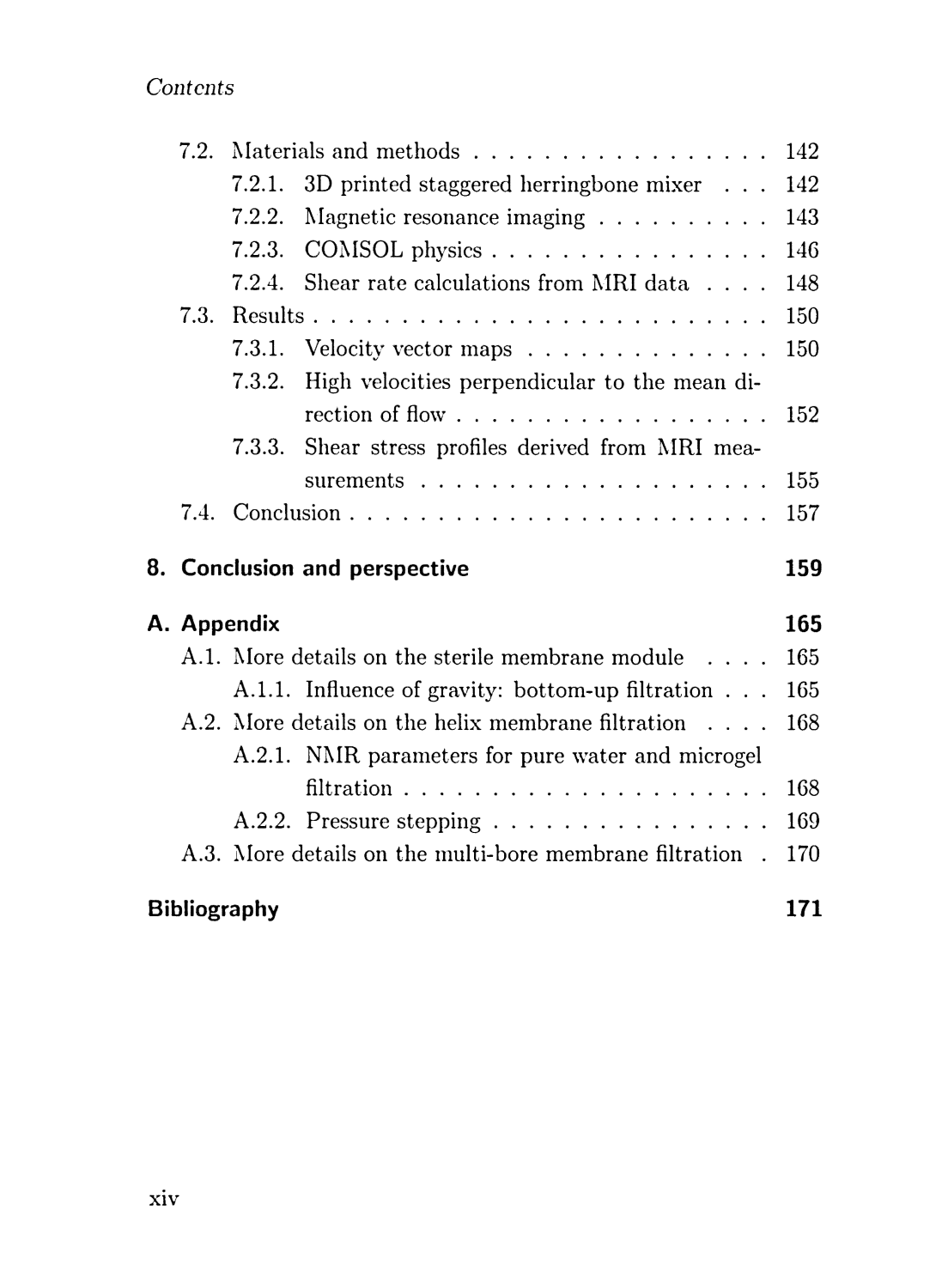- 7.2. Materials and methods . . . . . . . . . . . . . . . . . 142
  - 7.2.1. 3D printed staggered herringbone mixer . . . 142
  - 7.2.2. Magnetic resonance imaging . . . . . . . . . . 143
  - 7.2.3. COMSOL physics . . . . . . . . . . . . . . . . 146
  - 7.2.4. Shear rate calculations from MRI data . . . . 148
- 7.3. Results . . . . . . . . . . . . . . . . . . . . . . . . 150
  - 7.3.1. Velocity vector maps . . . . . . . . . . . . . 150
  - 7.3.2. High velocities perpendicular to the mean direction of flow . . . . . . . . . . . . . . . . . 152
  - 7.3.3. Shear stress profiles derived from MRI measurements . . . . . . . . . . . . . . . . . . . 155
- 7.4. Conclusion . . . . . . . . . . . . . . . . . . . . . . . 157

**8. Conclusion and perspective** **159**

**A. Appendix** **165**

- A.1. More details on the sterile membrane module . . . . 165
  - A.1.1. Influence of gravity: bottom-up filtration . . . 165
- A.2. More details on the helix membrane filtration . . . . 168
  - A.2.1. NMR parameters for pure water and microgel filtration . . . . . . . . . . . . . . . . . . . . . 168
  - A.2.2. Pressure stepping . . . . . . . . . . . . . . . . 169
- A.3. More details on the multi-bore membrane filtration . 170

**Bibliography** **171**